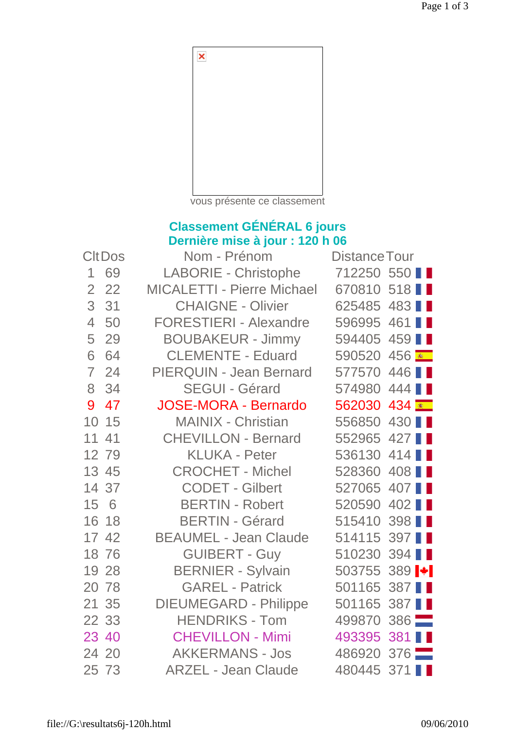vous présente ce classement

## Classement GÉNÉRAL 6 jours
## Dernière mise à jour : 120 h 06

| Clt | Dos | Nom - Prénom | Distance | Tour |
|---|---|---|---|---|
| 1 | 69 | LABORIE - Christophe | 712250 | 550 |
| 2 | 22 | MICALETTI - Pierre Michael | 670810 | 518 |
| 3 | 31 | CHAIGNE - Olivier | 625485 | 483 |
| 4 | 50 | FORESTIERI - Alexandre | 596995 | 461 |
| 5 | 29 | BOUBAKEUR - Jimmy | 594405 | 459 |
| 6 | 64 | CLEMENTE - Eduard | 590520 | 456 |
| 7 | 24 | PIERQUIN - Jean Bernard | 577570 | 446 |
| 8 | 34 | SEGUI - Gérard | 574980 | 444 |
| 9 | 47 | JOSE-MORA - Bernardo | 562030 | 434 |
| 10 | 15 | MAINIX - Christian | 556850 | 430 |
| 11 | 41 | CHEVILLON - Bernard | 552965 | 427 |
| 12 | 79 | KLUKA - Peter | 536130 | 414 |
| 13 | 45 | CROCHET - Michel | 528360 | 408 |
| 14 | 37 | CODET - Gilbert | 527065 | 407 |
| 15 | 6 | BERTIN - Robert | 520590 | 402 |
| 16 | 18 | BERTIN - Gérard | 515410 | 398 |
| 17 | 42 | BEAUMEL - Jean Claude | 514115 | 397 |
| 18 | 76 | GUIBERT - Guy | 510230 | 394 |
| 19 | 28 | BERNIER - Sylvain | 503755 | 389 |
| 20 | 78 | GAREL - Patrick | 501165 | 387 |
| 21 | 35 | DIEUMEGARD - Philippe | 501165 | 387 |
| 22 | 33 | HENDRIKS - Tom | 499870 | 386 |
| 23 | 40 | CHEVILLON - Mimi | 493395 | 381 |
| 24 | 20 | AKKERMANS - Jos | 486920 | 376 |
| 25 | 73 | ARZEL - Jean Claude | 480445 | 371 |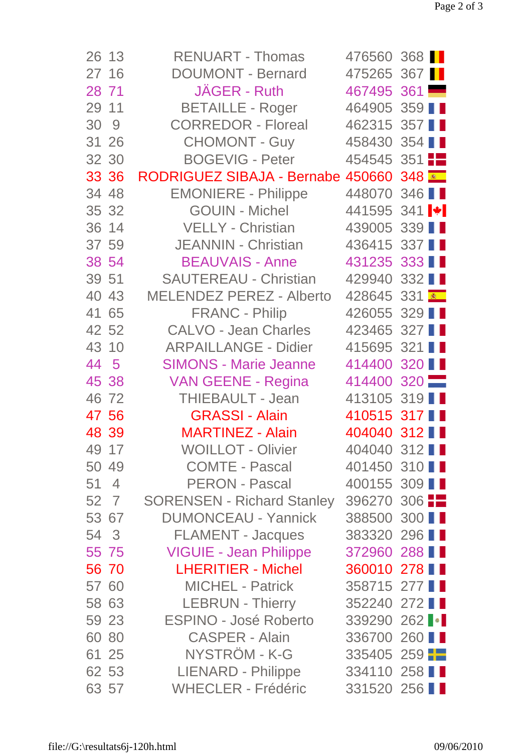| | | | | | |
|---|---|---|---|---|---|
| 26 | 13 | RENUART - Thomas | 476560 | 368 | |
| 27 | 16 | DOUMONT - Bernard | 475265 | 367 | |
| 28 | 71 | JÄGER - Ruth | 467495 | 361 | |
| 29 | 11 | BETAILLE - Roger | 464905 | 359 | |
| 30 | 9 | CORREDOR - Floreal | 462315 | 357 | |
| 31 | 26 | CHOMONT - Guy | 458430 | 354 | |
| 32 | 30 | BOGEVIG - Peter | 454545 | 351 | |
| 33 | 36 | RODRIGUEZ SIBAJA - Bernabe | 450660 | 348 | |
| 34 | 48 | EMONIERE - Philippe | 448070 | 346 | |
| 35 | 32 | GOUIN - Michel | 441595 | 341 | |
| 36 | 14 | VELLY - Christian | 439005 | 339 | |
| 37 | 59 | JEANNIN - Christian | 436415 | 337 | |
| 38 | 54 | BEAUVAIS - Anne | 431235 | 333 | |
| 39 | 51 | SAUTEREAU - Christian | 429940 | 332 | |
| 40 | 43 | MELENDEZ PEREZ - Alberto | 428645 | 331 | |
| 41 | 65 | FRANC - Philip | 426055 | 329 | |
| 42 | 52 | CALVO - Jean Charles | 423465 | 327 | |
| 43 | 10 | ARPAILLANGE - Didier | 415695 | 321 | |
| 44 | 5 | SIMONS - Marie Jeanne | 414400 | 320 | |
| 45 | 38 | VAN GEENE - Regina | 414400 | 320 | |
| 46 | 72 | THIEBAULT - Jean | 413105 | 319 | |
| 47 | 56 | GRASSI - Alain | 410515 | 317 | |
| 48 | 39 | MARTINEZ - Alain | 404040 | 312 | |
| 49 | 17 | WOILLOT - Olivier | 404040 | 312 | |
| 50 | 49 | COMTE - Pascal | 401450 | 310 | |
| 51 | 4 | PERON - Pascal | 400155 | 309 | |
| 52 | 7 | SORENSEN - Richard Stanley | 396270 | 306 | |
| 53 | 67 | DUMONCEAU - Yannick | 388500 | 300 | |
| 54 | 3 | FLAMENT - Jacques | 383320 | 296 | |
| 55 | 75 | VIGUIE - Jean Philippe | 372960 | 288 | |
| 56 | 70 | LHERITIER - Michel | 360010 | 278 | |
| 57 | 60 | MICHEL - Patrick | 358715 | 277 | |
| 58 | 63 | LEBRUN - Thierry | 352240 | 272 | |
| 59 | 23 | ESPINO - José Roberto | 339290 | 262 | |
| 60 | 80 | CASPER - Alain | 336700 | 260 | |
| 61 | 25 | NYSTRÖM - K-G | 335405 | 259 | |
| 62 | 53 | LIENARD - Philippe | 334110 | 258 | |
| 63 | 57 | WHECLER - Frédéric | 331520 | 256 | |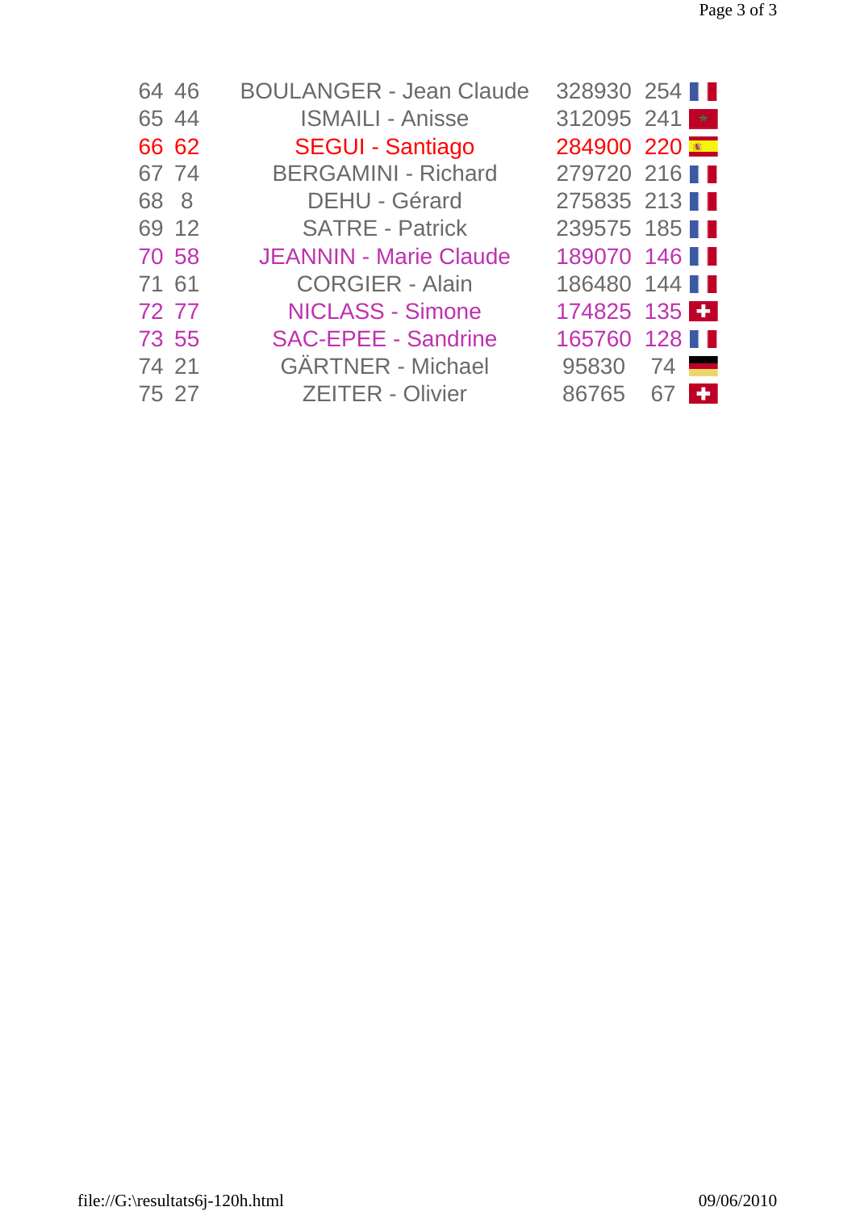| | | | | | |
|---|---|---|---|---|---|
| 64 | 46 | BOULANGER - Jean Claude | 328930 | 254 | |
| 65 | 44 | ISMAILI - Anisse | 312095 | 241 | |
| 66 | 62 | SEGUI - Santiago | 284900 | 220 | |
| 67 | 74 | BERGAMINI - Richard | 279720 | 216 | |
| 68 | 8 | DEHU - Gérard | 275835 | 213 | |
| 69 | 12 | SATRE - Patrick | 239575 | 185 | |
| 70 | 58 | JEANNIN - Marie Claude | 189070 | 146 | |
| 71 | 61 | CORGIER - Alain | 186480 | 144 | |
| 72 | 77 | NICLASS - Simone | 174825 | 135 | |
| 73 | 55 | SAC-EPEE - Sandrine | 165760 | 128 | |
| 74 | 21 | GÄRTNER - Michael | 95830 | 74 | |
| 75 | 27 | ZEITER - Olivier | 86765 | 67 | |